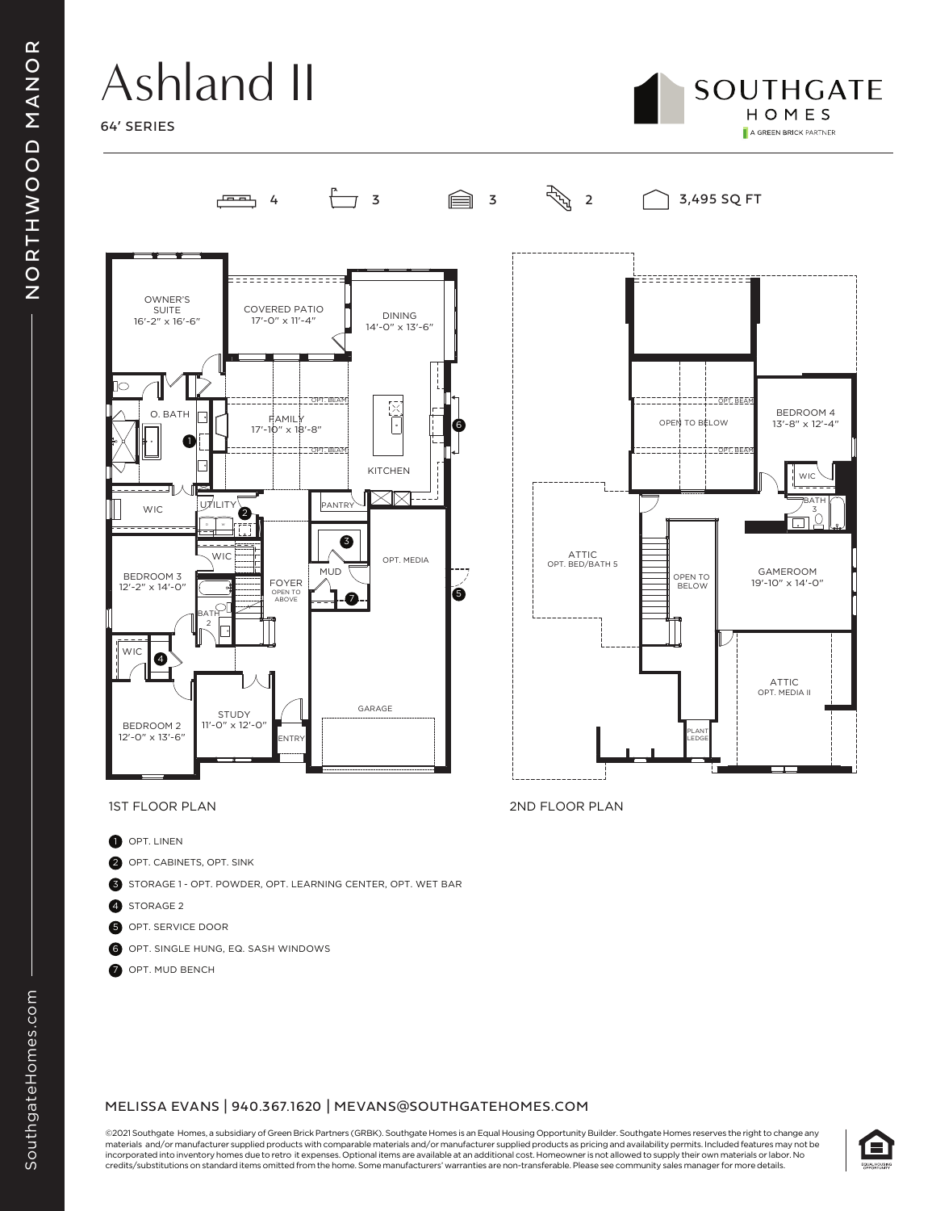# Ashland II

64' SERIES

SOUTHGATE HOMES
A GREEN BRICK PARTNER

NORTHWOOD MANOR

4 | 3 | 3 | 2 | 3,495 SQ FT

## 1ST FLOOR PLAN

OWNER'S SUITE 16'-2" x 16'-6"
COVERED PATIO 17'-0" x 11'-4"
DINING 14'-0" x 13'-6"
O. BATH
FAMILY 17'-10" x 18'-8"
OPT. BEAM
KITCHEN
WIC
UTILITY
PANTRY
MUD
OPT. MEDIA
BEDROOM 3 12'-2" x 14'-0"
WIC
FOYER OPEN TO ABOVE
BATH 2
WIC
STUDY 11'-0" x 12'-0"
GARAGE
BEDROOM 2 12'-0" x 13'-6"
ENTRY

## 2ND FLOOR PLAN

OPEN TO BELOW
OPT. BEAM
BEDROOM 4 13'-8" x 12'-4"
WIC
BATH 3
ATTIC OPT. BED/BATH 5
OPEN TO BELOW
GAMEROOM 19'-10" x 14'-0"
ATTIC OPT. MEDIA II
PLANT LEDGE

1. OPT. LINEN
2. OPT. CABINETS, OPT. SINK
3. STORAGE 1 - OPT. POWDER, OPT. LEARNING CENTER, OPT. WET BAR
4. STORAGE 2
5. OPT. SERVICE DOOR
6. OPT. SINGLE HUNG, EQ. SASH WINDOWS
7. OPT. MUD BENCH

MELISSA EVANS | 940.367.1620 | MEVANS@SOUTHGATEHOMES.COM

©2021 Southgate Homes, a subsidiary of Green Brick Partners (GRBK). Southgate Homes is an Equal Housing Opportunity Builder. Southgate Homes reserves the right to change any materials and/or manufacturer supplied products with comparable materials and/or manufacturer supplied products as pricing and availability permits. Included features may not be incorporated into inventory homes due to retro it expenses. Optional items are available at an additional cost. Homeowner is not allowed to supply their own materials or labor. No credits/substitutions on standard items omitted from the home. Some manufacturers' warranties are non-transferable. Please see community sales manager for more details.

SouthgateHomes.com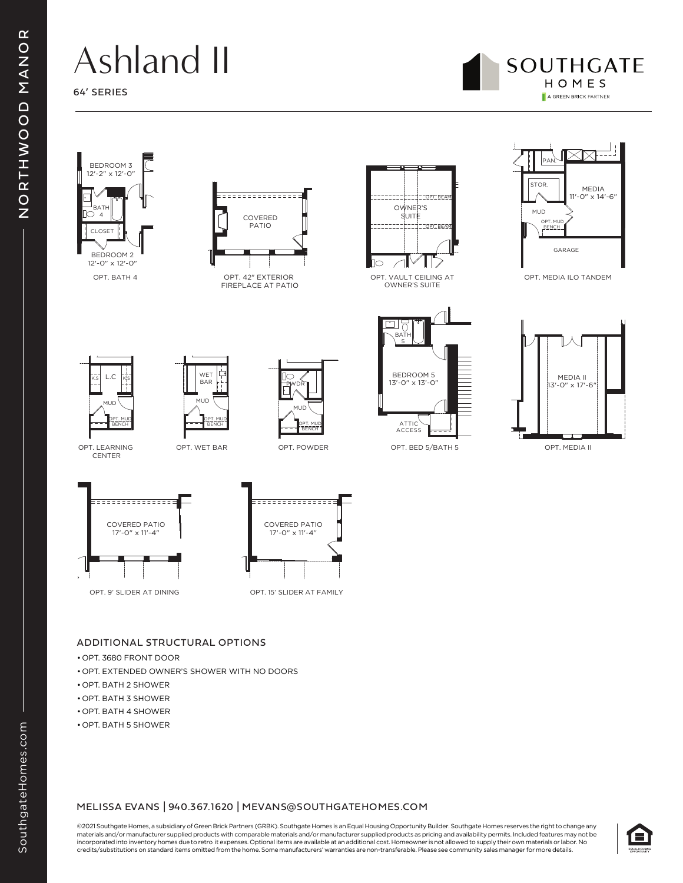# Ashland II

64' SERIES

SOUTHGATE HOMES
A GREEN BRICK PARTNER

BEDROOM 3
12'-2" x 12'-0"
BATH 4
CLOSET
BEDROOM 2
12'-0" x 12'-0"

OPT. BATH 4

COVERED PATIO

OPT. 42" EXTERIOR FIREPLACE AT PATIO

OWNER'S SUITE
OPT. BEAM
OPT. BEAM

OPT. VAULT CEILING AT OWNER'S SUITE

PAN.
STOR.
MEDIA
11'-0" x 14'-6"
MUD
OPT. MUD BENCH
GARAGE

OPT. MEDIA ILO TANDEM

K.S
L.C
K.S
MUD
OPT. MUD BENCH

OPT. LEARNING CENTER

WET BAR
MUD
OPT. MUD BENCH

OPT. WET BAR

PWDR
MUD
OPT. MUD BENCH

OPT. POWDER

BATH 5
BEDROOM 5
13'-0" x 13'-0"
ATTIC ACCESS

OPT. BED 5/BATH 5

MEDIA II
13'-0" x 17'-6"

OPT. MEDIA II

COVERED PATIO
17'-0" x 11'-4"

OPT. 9' SLIDER AT DINING

COVERED PATIO
17'-0" x 11'-4"

OPT. 15' SLIDER AT FAMILY

## ADDITIONAL STRUCTURAL OPTIONS

- OPT. 3680 FRONT DOOR
- OPT. EXTENDED OWNER'S SHOWER WITH NO DOORS
- OPT. BATH 2 SHOWER
- OPT. BATH 3 SHOWER
- OPT. BATH 4 SHOWER
- OPT. BATH 5 SHOWER

MELISSA EVANS | 940.367.1620 | MEVANS@SOUTHGATEHOMES.COM

©2021 Southgate Homes, a subsidiary of Green Brick Partners (GRBK). Southgate Homes is an Equal Housing Opportunity Builder. Southgate Homes reserves the right to change any materials and/or manufacturer supplied products with comparable materials and/or manufacturer supplied products as pricing and availability permits. Included features may not be incorporated into inventory homes due to retro it expenses. Optional items are available at an additional cost. Homeowner is not allowed to supply their own materials or labor. No credits/substitutions on standard items omitted from the home. Some manufacturers' warranties are non-transferable. Please see community sales manager for more details.

NORTHWOOD MANOR

SouthgateHomes.com